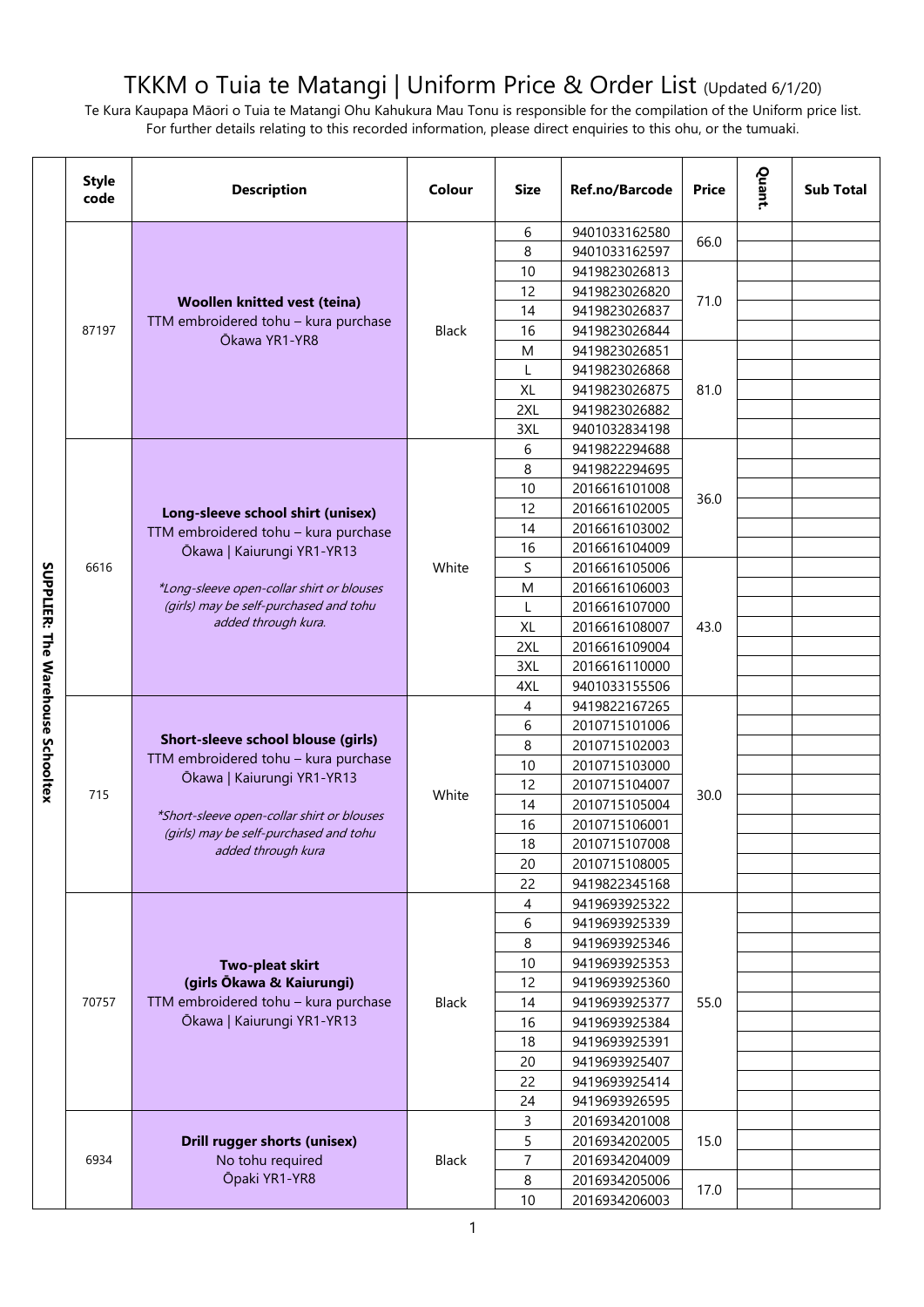# TKKM o Tuia te Matangi | Uniform Price & Order List (Updated 6/1/20)

Te Kura Kaupapa Māori o Tuia te Matangi Ohu Kahukura Mau Tonu is responsible for the compilation of the Uniform price list. For further details relating to this recorded information, please direct enquiries to this ohu, or the tumuaki.

| | Style code | Description | Colour | Size | Ref.no/Barcode | Price | Quant. | Sub Total |
|---|---|---|---|---|---|---|---|---|
| SUPPLIER: The Warehouse Schooltex | 87197 | **Woollen knitted vest (teina)** TTM embroidered tohu – kura purchase Ōkawa YR1-YR8 | Black | 6 | 9401033162580 | 66.0 | | |
| | | | | 8 | 9401033162597 | | | |
| | | | | 10 | 9419823026813 | 71.0 | | |
| | | | | 12 | 9419823026820 | | | |
| | | | | 14 | 9419823026837 | | | |
| | | | | 16 | 9419823026844 | | | |
| | | | | M | 9419823026851 | 81.0 | | |
| | | | | L | 9419823026868 | | | |
| | | | | XL | 9419823026875 | | | |
| | | | | 2XL | 9419823026882 | | | |
| | | | | 3XL | 9401032834198 | | | |
| | 6616 | **Long-sleeve school shirt (unisex)** TTM embroidered tohu – kura purchase Ōkawa \| Kaiurungi YR1-YR13 *\*Long-sleeve open-collar shirt or blouses (girls) may be self-purchased and tohu added through kura.* | White | 6 | 9419822294688 | 36.0 | | |
| | | | | 8 | 9419822294695 | | | |
| | | | | 10 | 2016616101008 | | | |
| | | | | 12 | 2016616102005 | | | |
| | | | | 14 | 2016616103002 | | | |
| | | | | 16 | 2016616104009 | | | |
| | | | | S | 2016616105006 | 43.0 | | |
| | | | | M | 2016616106003 | | | |
| | | | | L | 2016616107000 | | | |
| | | | | XL | 2016616108007 | | | |
| | | | | 2XL | 2016616109004 | | | |
| | | | | 3XL | 2016616110000 | | | |
| | | | | 4XL | 9401033155506 | | | |
| | 715 | **Short-sleeve school blouse (girls)** TTM embroidered tohu – kura purchase Ōkawa \| Kaiurungi YR1-YR13 *\*Short-sleeve open-collar shirt or blouses (girls) may be self-purchased and tohu added through kura* | White | 4 | 9419822167265 | 30.0 | | |
| | | | | 6 | 2010715101006 | | | |
| | | | | 8 | 2010715102003 | | | |
| | | | | 10 | 2010715103000 | | | |
| | | | | 12 | 2010715104007 | | | |
| | | | | 14 | 2010715105004 | | | |
| | | | | 16 | 2010715106001 | | | |
| | | | | 18 | 2010715107008 | | | |
| | | | | 20 | 2010715108005 | | | |
| | | | | 22 | 9419822345168 | | | |
| | 70757 | **Two-pleat skirt (girls Ōkawa & Kaiurungi)** TTM embroidered tohu – kura purchase Ōkawa \| Kaiurungi YR1-YR13 | Black | 4 | 9419693925322 | 55.0 | | |
| | | | | 6 | 9419693925339 | | | |
| | | | | 8 | 9419693925346 | | | |
| | | | | 10 | 9419693925353 | | | |
| | | | | 12 | 9419693925360 | | | |
| | | | | 14 | 9419693925377 | | | |
| | | | | 16 | 9419693925384 | | | |
| | | | | 18 | 9419693925391 | | | |
| | | | | 20 | 9419693925407 | | | |
| | | | | 22 | 9419693925414 | | | |
| | | | | 24 | 9419693926595 | | | |
| | 6934 | **Drill rugger shorts (unisex)** No tohu required Ōpaki YR1-YR8 | Black | 3 | 2016934201008 | 15.0 | | |
| | | | | 5 | 2016934202005 | | | |
| | | | | 7 | 2016934204009 | | | |
| | | | | 8 | 2016934205006 | 17.0 | | |
| | | | | 10 | 2016934206003 | | | |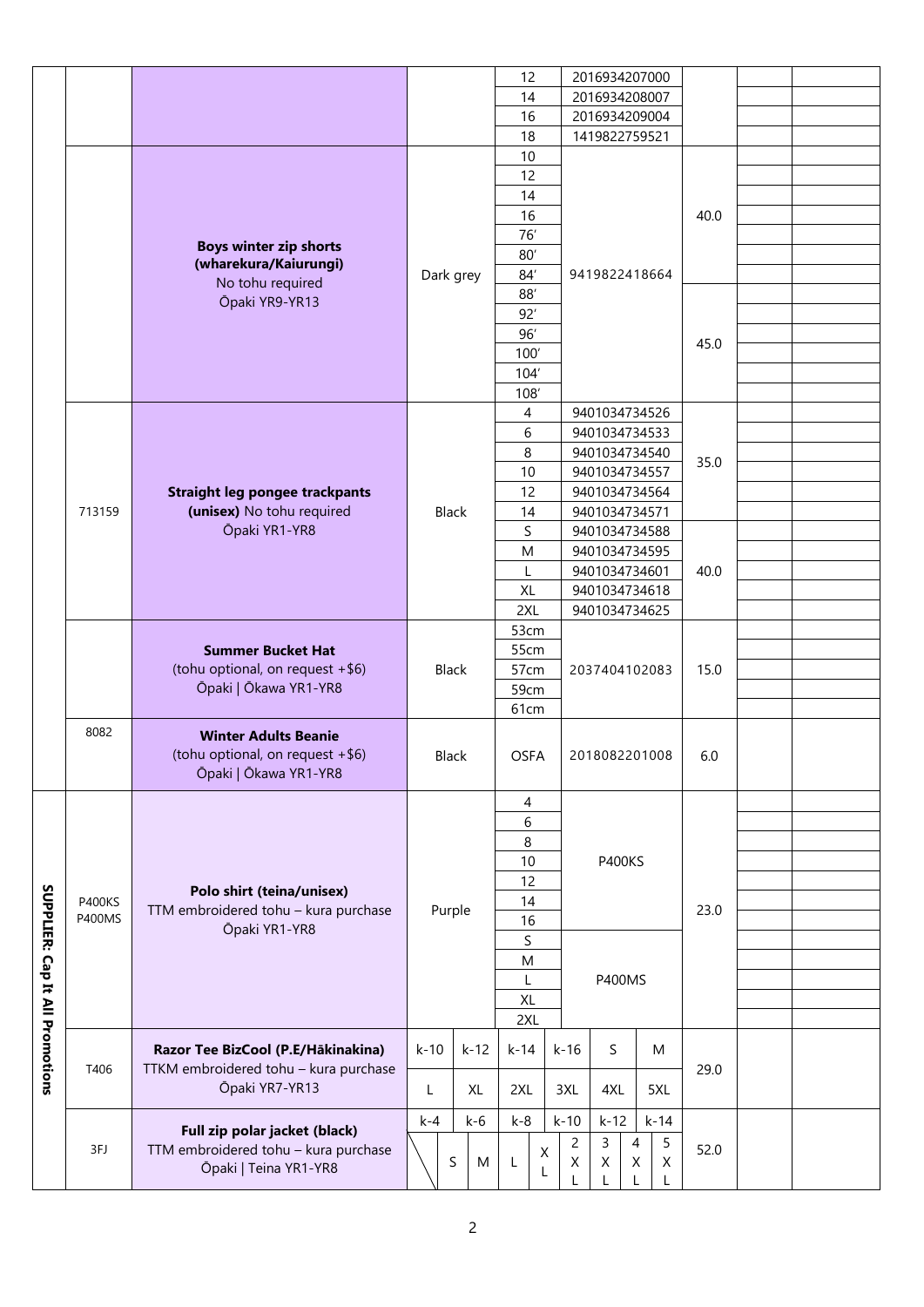| | Code | Item | Colour | Size | Barcode | Price | | |
|---|---|---|---|---|---|---|---|---|
| | | | | 12 | 2016934207000 | | | |
| | | | | 14 | 2016934208007 | | | |
| | | | | 16 | 2016934209004 | | | |
| | | | | 18 | 1419822759521 | | | |
| | | **Boys winter zip shorts (wharekura/Kaiurungi)** No tohu required Ōpaki YR9-YR13 | Dark grey | 10 | 9419822418664 | 40.0 | | |
| | | | | 12 | | | | |
| | | | | 14 | | | | |
| | | | | 16 | | | | |
| | | | | 76′ | | | | |
| | | | | 80′ | | | | |
| | | | | 84′ | | | | |
| | | | | 88′ | | 45.0 | | |
| | | | | 92′ | | | | |
| | | | | 96′ | | | | |
| | | | | 100′ | | | | |
| | | | | 104′ | | | | |
| | | | | 108′ | | | | |
| | 713159 | **Straight leg pongee trackpants (unisex)** No tohu required Ōpaki YR1-YR8 | Black | 4 | 9401034734526 | 35.0 | | |
| | | | | 6 | 9401034734533 | | | |
| | | | | 8 | 9401034734540 | | | |
| | | | | 10 | 9401034734557 | | | |
| | | | | 12 | 9401034734564 | | | |
| | | | | 14 | 9401034734571 | | | |
| | | | | S | 9401034734588 | 40.0 | | |
| | | | | M | 9401034734595 | | | |
| | | | | L | 9401034734601 | | | |
| | | | | XL | 9401034734618 | | | |
| | | | | 2XL | 9401034734625 | | | |
| | | **Summer Bucket Hat** (tohu optional, on request +$6) Ōpaki \| Ōkawa YR1-YR8 | Black | 53cm | 2037404102083 | 15.0 | | |
| | | | | 55cm | | | | |
| | | | | 57cm | | | | |
| | | | | 59cm | | | | |
| | | | | 61cm | | | | |
| | 8082 | **Winter Adults Beanie** (tohu optional, on request +$6) Ōpaki \| Ōkawa YR1-YR8 | Black | OSFA | 2018082201008 | 6.0 | | |
| **SUPPLIER: Cap It All Promotions** | P400KS P400MS | **Polo shirt (teina/unisex)** TTM embroidered tohu – kura purchase Ōpaki YR1-YR8 | Purple | 4 | P400KS | 23.0 | | |
| | | | | 6 | | | | |
| | | | | 8 | | | | |
| | | | | 10 | | | | |
| | | | | 12 | | | | |
| | | | | 14 | | | | |
| | | | | 16 | | | | |
| | | | | S | P400MS | | | |
| | | | | M | | | | |
| | | | | L | | | | |
| | | | | XL | | | | |
| | | | | 2XL | | | | |
| | T406 | **Razor Tee BizCool (P.E/Hākinakina)** TTKM embroidered tohu – kura purchase Ōpaki YR7-YR13 | Sizes: k-10, k-12, k-14, k-16, S, M, L, XL, 2XL, 3XL, 4XL, 5XL | | | 29.0 | | |
| | 3FJ | **Full zip polar jacket (black)** TTM embroidered tohu – kura purchase Ōpaki \| Teina YR1-YR8 | Sizes: k-4, k-6, k-8, k-10, k-12, k-14, S, M, L, XL, 2XL, 3XL, 4XL, 5XL | | | 52.0 | | |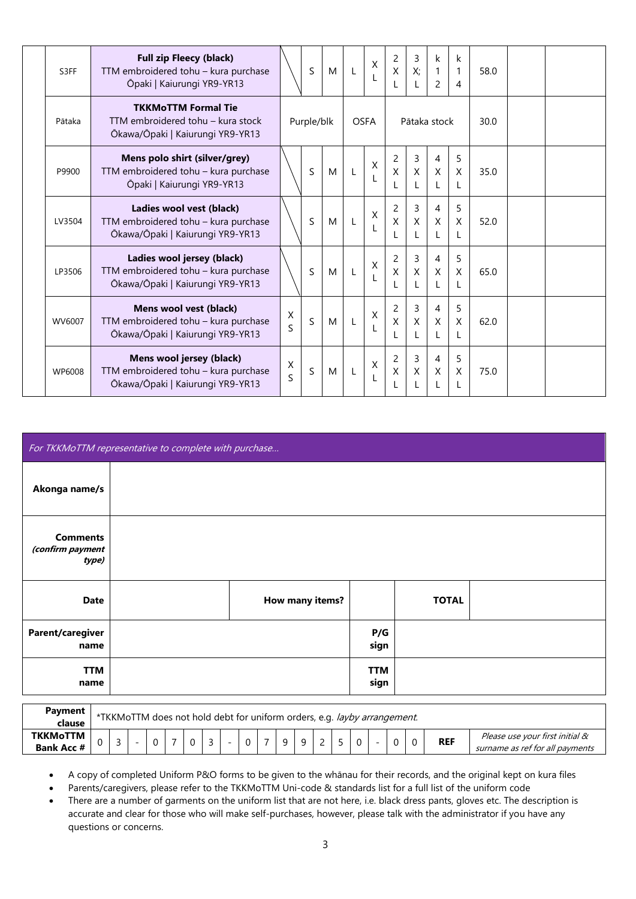| | | | | | | | | | | | | | |
|---|---|---|---|---|---|---|---|---|---|---|---|---|---|
| | S3FF | **Full zip Fleecy (black)** TTM embroidered tohu – kura purchase Ōpaki \| Kaiurungi YR9-YR13 | | S | M | L | XL | 2XL | 3X;L | k12 | k14 | 58.0 | | |
| | Pātaka | **TKKMoTTM Formal Tie** TTM embroidered tohu – kura stock Ōkawa/Ōpaki \| Kaiurungi YR9-YR13 | Purple/blk | | | OSFA | | Pātaka stock | | | | 30.0 | | |
| | P9900 | **Mens polo shirt (silver/grey)** TTM embroidered tohu – kura purchase Ōpaki \| Kaiurungi YR9-YR13 | | S | M | L | XL | 2XL | 3XL | 4XL | 5XL | 35.0 | | |
| | LV3504 | **Ladies wool vest (black)** TTM embroidered tohu – kura purchase Ōkawa/Ōpaki \| Kaiurungi YR9-YR13 | | S | M | L | XL | 2XL | 3XL | 4XL | 5XL | 52.0 | | |
| | LP3506 | **Ladies wool jersey (black)** TTM embroidered tohu – kura purchase Ōkawa/Ōpaki \| Kaiurungi YR9-YR13 | | S | M | L | XL | 2XL | 3XL | 4XL | 5XL | 65.0 | | |
| | WV6007 | **Mens wool vest (black)** TTM embroidered tohu – kura purchase Ōkawa/Ōpaki \| Kaiurungi YR9-YR13 | XS | S | M | L | XL | 2XL | 3XL | 4XL | 5XL | 62.0 | | |
| | WP6008 | **Mens wool jersey (black)** TTM embroidered tohu – kura purchase Ōkawa/Ōpaki \| Kaiurungi YR9-YR13 | XS | S | M | L | XL | 2XL | 3XL | 4XL | 5XL | 75.0 | | |

*For TKKMoTTM representative to complete with purchase...*

| | | | | | |
|---|---|---|---|---|---|
| **Akonga name/s** | | | | | |
| **Comments** *(confirm payment type)* | | | | | |
| **Date** | | **How many items?** | | **TOTAL** | |
| **Parent/caregiver name** | | | **P/G sign** | | |
| **TTM name** | | | **TTM sign** | | |

| | |
|---|---|
| **Payment clause** | *TKKMoTTM does not hold debt for uniform orders, e.g. *layby arrangement.* |
| **TKKMoTTM Bank Acc #** | 03-0703-0799250-00 **REF** *Please use your first initial & surname as ref for all payments* |

- A copy of completed Uniform P&O forms to be given to the whānau for their records, and the original kept on kura files
- Parents/caregivers, please refer to the TKKMoTTM Uni-code & standards list for a full list of the uniform code
- There are a number of garments on the uniform list that are not here, i.e. black dress pants, gloves etc. The description is accurate and clear for those who will make self-purchases, however, please talk with the administrator if you have any questions or concerns.